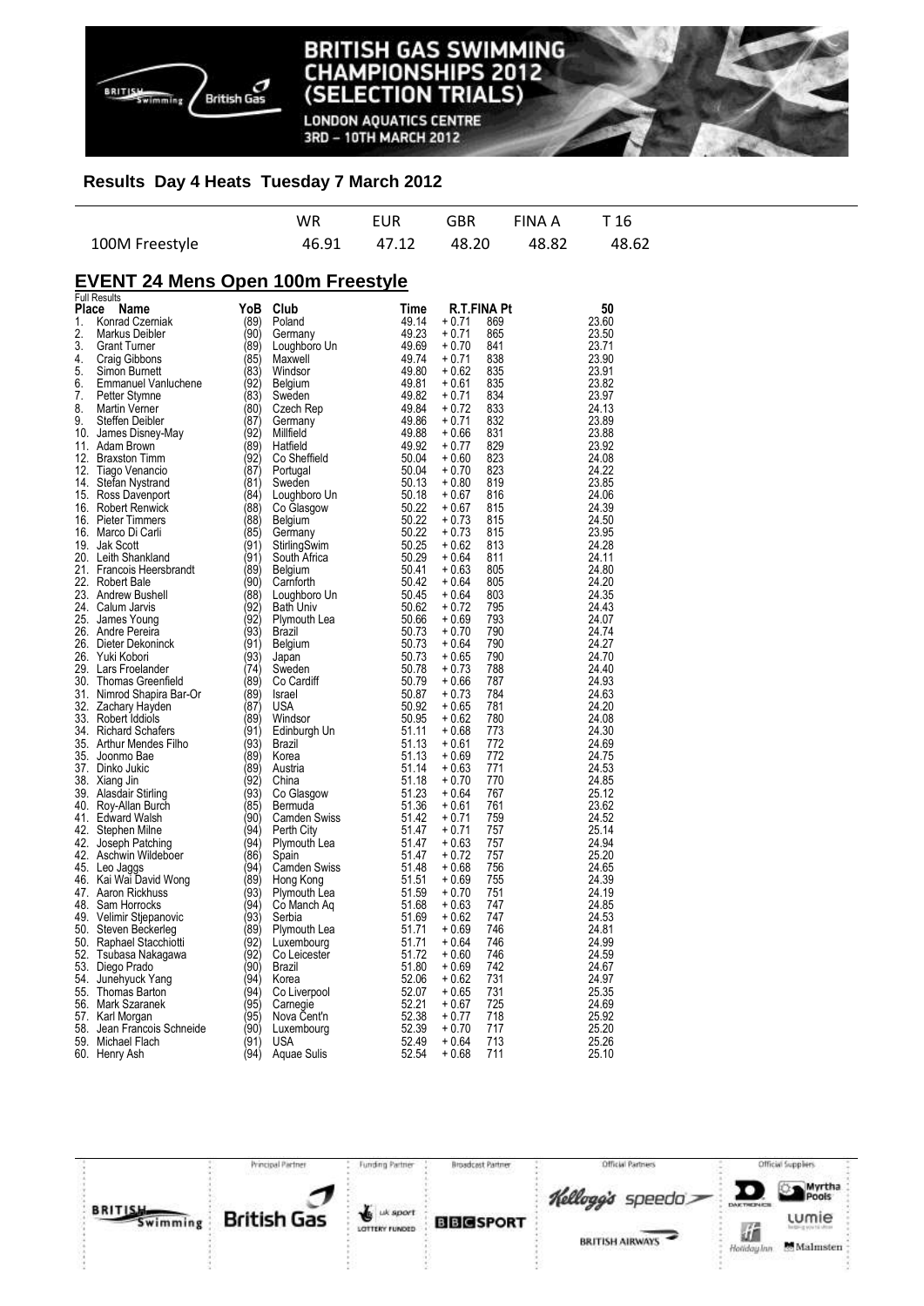## Results Day 4 Heats Tuesday 7 March 2012

| | WR | EUR | GBR | FINA A | T 16 |
|---|---|---|---|---|---|
| 100M Freestyle | 46.91 | 47.12 | 48.20 | 48.82 | 48.62 |

## EVENT 24 Mens Open 100m Freestyle

Full Results

| Place | Name | YoB | Club | Time | R.T. | FINA Pt | 50 |
|---|---|---|---|---|---|---|---|
| 1. | Konrad Czerniak | (89) | Poland | 49.14 | + 0.71 | 869 | 23.60 |
| 2. | Markus Deibler | (90) | Germany | 49.23 | + 0.71 | 865 | 23.50 |
| 3. | Grant Turner | (89) | Loughboro Un | 49.69 | + 0.70 | 841 | 23.71 |
| 4. | Craig Gibbons | (85) | Maxwell | 49.74 | + 0.71 | 838 | 23.90 |
| 5. | Simon Burnett | (83) | Windsor | 49.80 | + 0.62 | 835 | 23.91 |
| 6. | Emmanuel Vanluchene | (92) | Belgium | 49.81 | + 0.61 | 835 | 23.82 |
| 7. | Petter Stymne | (83) | Sweden | 49.82 | + 0.71 | 834 | 23.97 |
| 8. | Martin Verner | (80) | Czech Rep | 49.84 | + 0.72 | 833 | 24.13 |
| 9. | Steffen Deibler | (87) | Germany | 49.86 | + 0.71 | 832 | 23.89 |
| 10. | James Disney-May | (92) | Millfield | 49.88 | + 0.66 | 831 | 23.88 |
| 11. | Adam Brown | (89) | Hatfield | 49.92 | + 0.77 | 829 | 23.92 |
| 12. | Braxston Timm | (92) | Co Sheffield | 50.04 | + 0.60 | 823 | 24.08 |
| 12. | Tiago Venancio | (87) | Portugal | 50.04 | + 0.70 | 823 | 24.22 |
| 14. | Stefan Nystrand | (81) | Sweden | 50.13 | + 0.80 | 819 | 23.85 |
| 15. | Ross Davenport | (84) | Loughboro Un | 50.18 | + 0.67 | 816 | 24.06 |
| 16. | Robert Renwick | (88) | Co Glasgow | 50.22 | + 0.67 | 815 | 24.39 |
| 16. | Pieter Timmers | (88) | Belgium | 50.22 | + 0.73 | 815 | 24.50 |
| 16. | Marco Di Carli | (85) | Germany | 50.22 | + 0.73 | 815 | 23.95 |
| 19. | Jak Scott | (91) | StirlingSwim | 50.25 | + 0.62 | 813 | 24.28 |
| 20. | Leith Shankland | (91) | South Africa | 50.29 | + 0.64 | 811 | 24.11 |
| 21. | Francois Heersbrandt | (89) | Belgium | 50.41 | + 0.63 | 805 | 24.80 |
| 22. | Robert Bale | (90) | Carnforth | 50.42 | + 0.64 | 805 | 24.20 |
| 23. | Andrew Bushell | (88) | Loughboro Un | 50.45 | + 0.64 | 803 | 24.35 |
| 24. | Calum Jarvis | (92) | Bath Univ | 50.62 | + 0.72 | 795 | 24.43 |
| 25. | James Young | (92) | Plymouth Lea | 50.66 | + 0.69 | 793 | 24.07 |
| 26. | Andre Pereira | (93) | Brazil | 50.73 | + 0.70 | 790 | 24.74 |
| 26. | Dieter Dekoninck | (91) | Belgium | 50.73 | + 0.64 | 790 | 24.27 |
| 26. | Yuki Kobori | (93) | Japan | 50.73 | + 0.65 | 790 | 24.70 |
| 29. | Lars Froelander | (74) | Sweden | 50.78 | + 0.73 | 788 | 24.40 |
| 30. | Thomas Greenfield | (89) | Co Cardiff | 50.79 | + 0.66 | 787 | 24.93 |
| 31. | Nimrod Shapira Bar-Or | (89) | Israel | 50.87 | + 0.73 | 784 | 24.63 |
| 32. | Zachary Hayden | (87) | USA | 50.92 | + 0.65 | 781 | 24.20 |
| 33. | Robert Iddiols | (89) | Windsor | 50.95 | + 0.62 | 780 | 24.08 |
| 34. | Richard Schafers | (91) | Edinburgh Un | 51.11 | + 0.68 | 773 | 24.30 |
| 35. | Arthur Mendes Filho | (93) | Brazil | 51.13 | + 0.61 | 772 | 24.69 |
| 35. | Joonmo Bae | (89) | Korea | 51.13 | + 0.69 | 772 | 24.75 |
| 37. | Dinko Jukic | (89) | Austria | 51.14 | + 0.63 | 771 | 24.53 |
| 38. | Xiang Jin | (92) | China | 51.18 | + 0.70 | 770 | 24.85 |
| 39. | Alasdair Stirling | (93) | Co Glasgow | 51.23 | + 0.64 | 767 | 25.12 |
| 40. | Roy-Allan Burch | (85) | Bermuda | 51.36 | + 0.61 | 761 | 23.62 |
| 41. | Edward Walsh | (90) | Camden Swiss | 51.42 | + 0.71 | 759 | 24.52 |
| 42. | Stephen Milne | (94) | Perth City | 51.47 | + 0.71 | 757 | 25.14 |
| 42. | Joseph Patching | (94) | Plymouth Lea | 51.47 | + 0.63 | 757 | 24.94 |
| 42. | Aschwin Wildeboer | (86) | Spain | 51.47 | + 0.72 | 757 | 25.20 |
| 45. | Leo Jaggs | (94) | Camden Swiss | 51.48 | + 0.68 | 756 | 24.65 |
| 46. | Kai Wai David Wong | (89) | Hong Kong | 51.51 | + 0.69 | 755 | 24.39 |
| 47. | Aaron Rickhuss | (93) | Plymouth Lea | 51.59 | + 0.70 | 751 | 24.19 |
| 48. | Sam Horrocks | (94) | Co Manch Aq | 51.68 | + 0.63 | 747 | 24.85 |
| 49. | Velimir Stjepanovic | (93) | Serbia | 51.69 | + 0.62 | 747 | 24.53 |
| 50. | Steven Beckerleg | (89) | Plymouth Lea | 51.71 | + 0.69 | 746 | 24.81 |
| 50. | Raphael Stacchiotti | (92) | Luxembourg | 51.71 | + 0.64 | 746 | 24.99 |
| 52. | Tsubasa Nakagawa | (92) | Co Leicester | 51.72 | + 0.60 | 746 | 24.59 |
| 53. | Diego Prado | (90) | Brazil | 51.80 | + 0.69 | 742 | 24.67 |
| 54. | Junehyuck Yang | (94) | Korea | 52.06 | + 0.62 | 731 | 24.97 |
| 55. | Thomas Barton | (94) | Co Liverpool | 52.07 | + 0.65 | 731 | 25.35 |
| 56. | Mark Szaranek | (95) | Carnegie | 52.21 | + 0.67 | 725 | 24.69 |
| 57. | Karl Morgan | (95) | Nova Cent'n | 52.38 | + 0.77 | 718 | 25.92 |
| 58. | Jean Francois Schneide | (90) | Luxembourg | 52.39 | + 0.70 | 717 | 25.20 |
| 59. | Michael Flach | (91) | USA | 52.49 | + 0.64 | 713 | 25.26 |
| 60. | Henry Ash | (94) | Aquae Sulis | 52.54 | + 0.68 | 711 | 25.10 |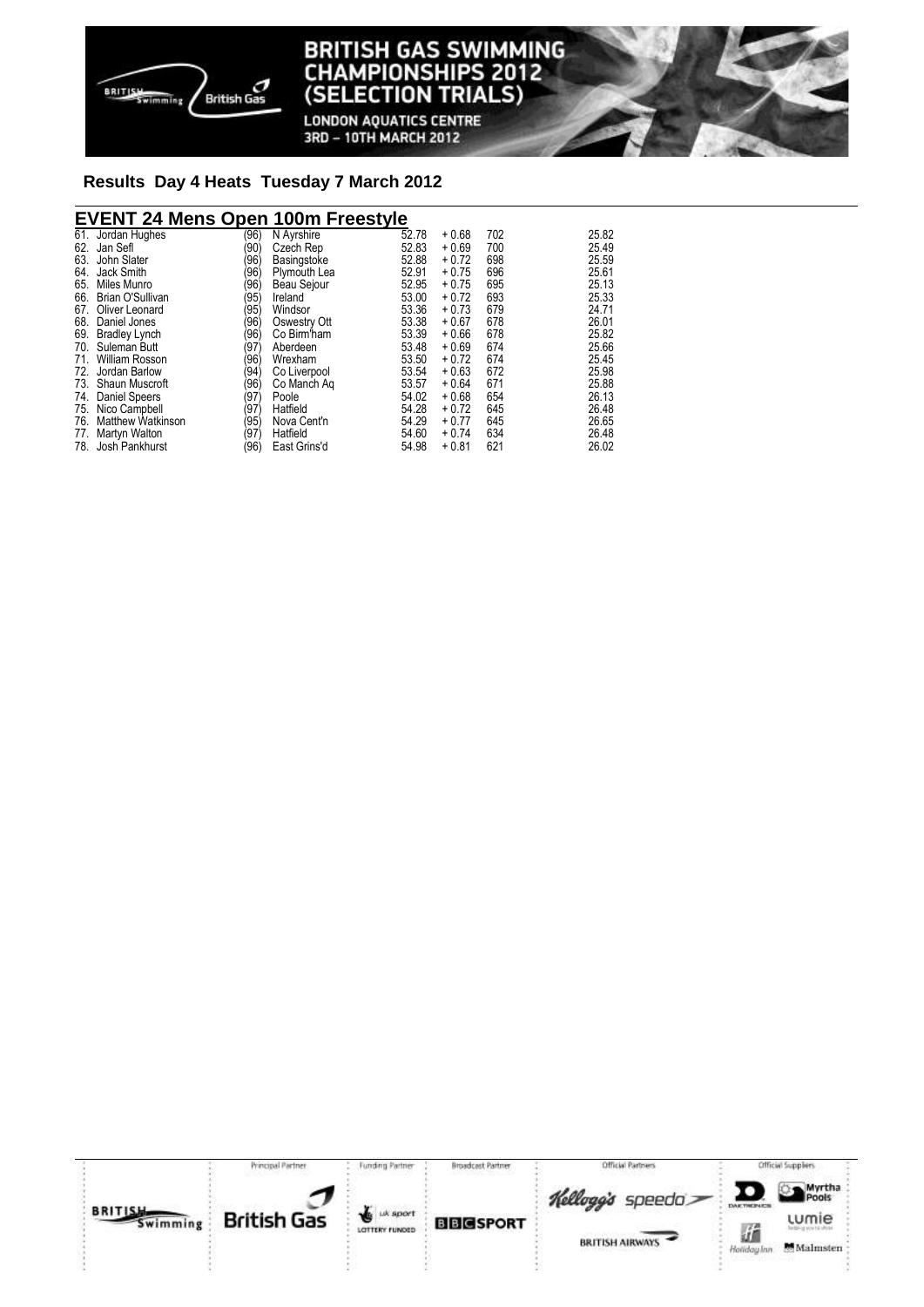## Results Day 4 Heats Tuesday 7 March 2012

### EVENT 24 Mens Open 100m Freestyle

| | | | | | | | |
|---|---|---|---|---|---|---|---|
| 61. | Jordan Hughes | (96) | N Ayrshire | 52.78 | + 0.68 | 702 | 25.82 |
| 62. | Jan Sefl | (90) | Czech Rep | 52.83 | + 0.69 | 700 | 25.49 |
| 63. | John Slater | (96) | Basingstoke | 52.88 | + 0.72 | 698 | 25.59 |
| 64. | Jack Smith | (96) | Plymouth Lea | 52.91 | + 0.75 | 696 | 25.61 |
| 65. | Miles Munro | (96) | Beau Sejour | 52.95 | + 0.75 | 695 | 25.13 |
| 66. | Brian O'Sullivan | (95) | Ireland | 53.00 | + 0.72 | 693 | 25.33 |
| 67. | Oliver Leonard | (95) | Windsor | 53.36 | + 0.73 | 679 | 24.71 |
| 68. | Daniel Jones | (96) | Oswestry Ott | 53.38 | + 0.67 | 678 | 26.01 |
| 69. | Bradley Lynch | (96) | Co Birm'ham | 53.39 | + 0.66 | 678 | 25.82 |
| 70. | Suleman Butt | (97) | Aberdeen | 53.48 | + 0.69 | 674 | 25.66 |
| 71. | William Rosson | (96) | Wrexham | 53.50 | + 0.72 | 674 | 25.45 |
| 72. | Jordan Barlow | (94) | Co Liverpool | 53.54 | + 0.63 | 672 | 25.98 |
| 73. | Shaun Muscroft | (96) | Co Manch Aq | 53.57 | + 0.64 | 671 | 25.88 |
| 74. | Daniel Speers | (97) | Poole | 54.02 | + 0.68 | 654 | 26.13 |
| 75. | Nico Campbell | (97) | Hatfield | 54.28 | + 0.72 | 645 | 26.48 |
| 76. | Matthew Watkinson | (95) | Nova Cent'n | 54.29 | + 0.77 | 645 | 26.65 |
| 77. | Martyn Walton | (97) | Hatfield | 54.60 | + 0.74 | 634 | 26.48 |
| 78. | Josh Pankhurst | (96) | East Grins'd | 54.98 | + 0.81 | 621 | 26.02 |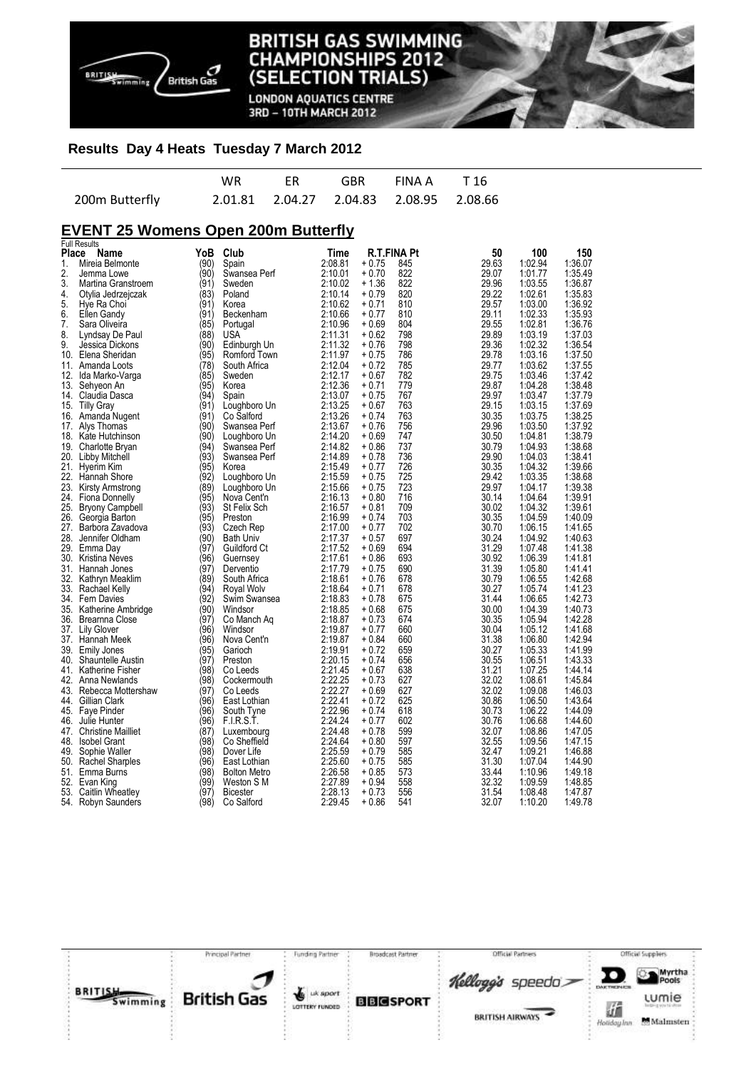# BRITISH GAS SWIMMING CHAMPIONSHIPS 2012 (SELECTION TRIALS)

LONDON AQUATICS CENTRE
3RD – 10TH MARCH 2012

## Results Day 4 Heats Tuesday 7 March 2012

| | WR | ER | GBR | FINA A | T 16 |
|---|---|---|---|---|---|
| 200m Butterfly | 2.01.81 | 2.04.27 | 2.04.83 | 2.08.95 | 2.08.66 |

## EVENT 25 Womens Open 200m Butterfly

Full Results

| Place | Name | YoB | Club | Time | R.T. | FINA Pt | 50 | 100 | 150 |
|---|---|---|---|---|---|---|---|---|---|
| 1. | Mireia Belmonte | (90) | Spain | 2:08.81 | + 0.75 | 845 | 29.63 | 1:02.94 | 1:36.07 |
| 2. | Jemma Lowe | (90) | Swansea Perf | 2:10.01 | + 0.70 | 822 | 29.07 | 1:01.77 | 1:35.49 |
| 3. | Martina Granstroem | (91) | Sweden | 2:10.02 | + 1.36 | 822 | 29.96 | 1:03.55 | 1:36.87 |
| 4. | Otylia Jedrzejczak | (83) | Poland | 2:10.14 | + 0.79 | 820 | 29.22 | 1:02.61 | 1:35.83 |
| 5. | Hye Ra Choi | (91) | Korea | 2:10.62 | + 0.71 | 810 | 29.57 | 1:03.00 | 1:36.92 |
| 6. | Ellen Gandy | (91) | Beckenham | 2:10.66 | + 0.77 | 810 | 29.11 | 1:02.33 | 1:35.93 |
| 7. | Sara Oliveira | (85) | Portugal | 2:10.96 | + 0.69 | 804 | 29.55 | 1:02.81 | 1:36.76 |
| 8. | Lyndsay De Paul | (88) | USA | 2:11.31 | + 0.62 | 798 | 29.89 | 1:03.19 | 1:37.03 |
| 9. | Jessica Dickons | (90) | Edinburgh Un | 2:11.32 | + 0.76 | 798 | 29.36 | 1:02.32 | 1:36.54 |
| 10. | Elena Sheridan | (95) | Romford Town | 2:11.97 | + 0.75 | 786 | 29.78 | 1:03.16 | 1:37.50 |
| 11. | Amanda Loots | (78) | South Africa | 2:12.04 | + 0.72 | 785 | 29.77 | 1:03.62 | 1:37.55 |
| 12. | Ida Marko-Varga | (85) | Sweden | 2:12.17 | + 0.67 | 782 | 29.75 | 1:03.46 | 1:37.42 |
| 13. | Sehyeon An | (95) | Korea | 2:12.36 | + 0.71 | 779 | 29.87 | 1:04.28 | 1:38.48 |
| 14. | Claudia Dasca | (94) | Spain | 2:13.07 | + 0.75 | 767 | 29.97 | 1:03.47 | 1:37.79 |
| 15. | Tilly Gray | (91) | Loughboro Un | 2:13.25 | + 0.67 | 763 | 29.15 | 1:03.15 | 1:37.69 |
| 16. | Amanda Nugent | (91) | Co Salford | 2:13.26 | + 0.74 | 763 | 30.35 | 1:03.75 | 1:38.25 |
| 17. | Alys Thomas | (90) | Swansea Perf | 2:13.67 | + 0.76 | 756 | 29.96 | 1:03.50 | 1:37.92 |
| 18. | Kate Hutchinson | (90) | Loughboro Un | 2:14.20 | + 0.69 | 747 | 30.50 | 1:04.81 | 1:38.79 |
| 19. | Charlotte Bryan | (94) | Swansea Perf | 2:14.82 | + 0.86 | 737 | 30.79 | 1:04.93 | 1:38.68 |
| 20. | Libby Mitchell | (93) | Swansea Perf | 2:14.89 | + 0.78 | 736 | 29.90 | 1:04.03 | 1:38.41 |
| 21. | Hyerim Kim | (95) | Korea | 2:15.49 | + 0.77 | 726 | 30.35 | 1:04.32 | 1:39.66 |
| 22. | Hannah Shore | (92) | Loughboro Un | 2:15.59 | + 0.75 | 725 | 29.42 | 1:03.35 | 1:38.68 |
| 23. | Kirsty Armstrong | (89) | Loughboro Un | 2:15.66 | + 0.75 | 723 | 29.97 | 1:04.17 | 1:39.38 |
| 24. | Fiona Donnelly | (95) | Nova Cent'n | 2:16.13 | + 0.80 | 716 | 30.14 | 1:04.64 | 1:39.91 |
| 25. | Bryony Campbell | (93) | St Felix Sch | 2:16.57 | + 0.81 | 709 | 30.02 | 1:04.32 | 1:39.61 |
| 26. | Georgia Barton | (95) | Preston | 2:16.99 | + 0.74 | 703 | 30.35 | 1:04.59 | 1:40.09 |
| 27. | Barbora Zavadova | (93) | Czech Rep | 2:17.00 | + 0.77 | 702 | 30.70 | 1:06.15 | 1:41.65 |
| 28. | Jennifer Oldham | (90) | Bath Univ | 2:17.37 | + 0.57 | 697 | 30.24 | 1:04.92 | 1:40.63 |
| 29. | Emma Day | (97) | Guildford Ct | 2:17.52 | + 0.69 | 694 | 31.29 | 1:07.48 | 1:41.38 |
| 30. | Kristina Neves | (96) | Guernsey | 2:17.61 | + 0.86 | 693 | 30.92 | 1:06.39 | 1:41.81 |
| 31. | Hannah Jones | (97) | Derventio | 2:17.79 | + 0.75 | 690 | 31.39 | 1:05.80 | 1:41.41 |
| 32. | Kathryn Meaklim | (89) | South Africa | 2:18.61 | + 0.76 | 678 | 30.79 | 1:06.55 | 1:42.68 |
| 33. | Rachael Kelly | (94) | Royal Wolv | 2:18.64 | + 0.71 | 678 | 30.27 | 1:05.74 | 1:41.23 |
| 34. | Fern Davies | (92) | Swim Swansea | 2:18.83 | + 0.78 | 675 | 31.44 | 1:06.65 | 1:42.73 |
| 35. | Katherine Ambridge | (90) | Windsor | 2:18.85 | + 0.68 | 675 | 30.00 | 1:04.39 | 1:40.73 |
| 36. | Breanna Close | (97) | Co Manch Aq | 2:18.87 | + 0.73 | 674 | 30.35 | 1:05.94 | 1:42.28 |
| 37. | Lily Glover | (96) | Windsor | 2:19.87 | + 0.77 | 660 | 30.04 | 1:05.12 | 1:41.68 |
| 37. | Hannah Meek | (96) | Nova Cent'n | 2:19.87 | + 0.84 | 660 | 31.38 | 1:06.80 | 1:42.94 |
| 39. | Emily Jones | (95) | Garioch | 2:19.91 | + 0.72 | 659 | 30.27 | 1:05.33 | 1:41.99 |
| 40. | Shauntelle Austin | (97) | Preston | 2:20.15 | + 0.74 | 656 | 30.55 | 1:06.51 | 1:43.33 |
| 41. | Katherine Fisher | (98) | Co Leeds | 2:21.45 | + 0.67 | 638 | 31.21 | 1:07.25 | 1:44.14 |
| 42. | Anna Newlands | (98) | Cockermouth | 2:22.25 | + 0.73 | 627 | 32.02 | 1:08.61 | 1:45.84 |
| 43. | Rebecca Mottershaw | (97) | Co Leeds | 2:22.27 | + 0.69 | 627 | 32.02 | 1:09.08 | 1:46.03 |
| 44. | Gillian Clark | (96) | East Lothian | 2:22.41 | + 0.72 | 625 | 30.86 | 1:06.50 | 1:43.64 |
| 45. | Faye Pinder | (96) | South Tyne | 2:22.96 | + 0.74 | 618 | 30.73 | 1:06.22 | 1:44.09 |
| 46. | Julie Hunter | (96) | F.I.R.S.T. | 2:24.24 | + 0.77 | 602 | 30.76 | 1:06.68 | 1:44.60 |
| 47. | Christine Mailliet | (87) | Luxembourg | 2:24.48 | + 0.78 | 599 | 32.07 | 1:08.86 | 1:47.05 |
| 48. | Isobel Grant | (98) | Co Sheffield | 2:24.64 | + 0.80 | 597 | 32.55 | 1:09.56 | 1:47.15 |
| 49. | Sophie Waller | (98) | Dover Life | 2:25.59 | + 0.79 | 585 | 32.47 | 1:09.21 | 1:46.88 |
| 50. | Rachel Sharples | (96) | East Lothian | 2:25.60 | + 0.75 | 585 | 31.30 | 1:07.04 | 1:44.90 |
| 51. | Emma Burns | (98) | Bolton Metro | 2:26.58 | + 0.85 | 573 | 33.44 | 1:10.96 | 1:49.18 |
| 52. | Evan King | (99) | Weston S M | 2:27.89 | + 0.94 | 558 | 32.32 | 1:09.59 | 1:48.85 |
| 53. | Caitlin Wheatley | (97) | Bicester | 2:28.13 | + 0.73 | 556 | 31.54 | 1:08.48 | 1:47.87 |
| 54. | Robyn Saunders | (98) | Co Salford | 2:29.45 | + 0.86 | 541 | 32.07 | 1:10.20 | 1:49.78 |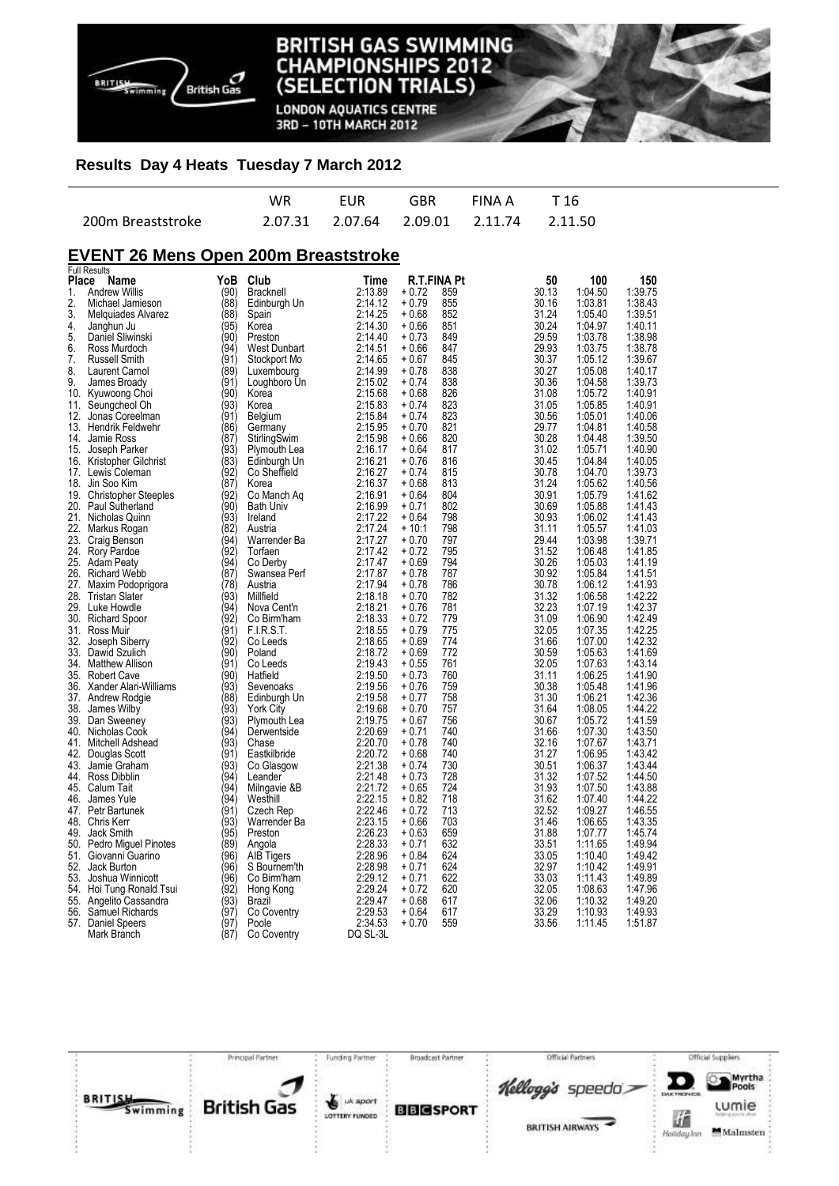# BRITISH GAS SWIMMING CHAMPIONSHIPS 2012 (SELECTION TRIALS)

LONDON AQUATICS CENTRE
3RD – 10TH MARCH 2012

## Results Day 4 Heats Tuesday 7 March 2012

| | WR | EUR | GBR | FINA A | T 16 |
|---|---|---|---|---|---|
| 200m Breaststroke | 2.07.31 | 2.07.64 | 2.09.01 | 2.11.74 | 2.11.50 |

## EVENT 26 Mens Open 200m Breaststroke

Full Results

| Place | Name | YoB | Club | Time | R.T. | FINA Pt | 50 | 100 | 150 |
|---|---|---|---|---|---|---|---|---|---|
| 1. | Andrew Willis | (90) | Bracknell | 2:13.89 | + 0.72 | 859 | 30.13 | 1:04.50 | 1:39.75 |
| 2. | Michael Jamieson | (88) | Edinburgh Un | 2:14.12 | + 0.79 | 855 | 30.16 | 1:03.81 | 1:38.43 |
| 3. | Melquiades Alvarez | (88) | Spain | 2:14.25 | + 0.68 | 852 | 31.24 | 1:05.40 | 1:39.51 |
| 4. | Janghun Ju | (95) | Korea | 2:14.30 | + 0.66 | 851 | 30.24 | 1:04.97 | 1:40.11 |
| 5. | Daniel Sliwinski | (90) | Preston | 2:14.40 | + 0.73 | 849 | 29.59 | 1:03.78 | 1:38.98 |
| 6. | Ross Murdoch | (94) | West Dunbart | 2:14.51 | + 0.66 | 847 | 29.93 | 1:03.75 | 1:38.78 |
| 7. | Russell Smith | (91) | Stockport Mo | 2:14.65 | + 0.67 | 845 | 30.37 | 1:05.12 | 1:39.67 |
| 8. | Laurent Carnol | (89) | Luxembourg | 2:14.99 | + 0.78 | 838 | 30.27 | 1:05.08 | 1:40.17 |
| 9. | James Broady | (91) | Loughboro Un | 2:15.02 | + 0.74 | 838 | 30.36 | 1:04.58 | 1:39.73 |
| 10. | Kyuwoong Choi | (90) | Korea | 2:15.68 | + 0.68 | 826 | 31.08 | 1:05.72 | 1:40.91 |
| 11. | Seungcheol Oh | (93) | Korea | 2:15.83 | + 0.74 | 823 | 31.05 | 1:05.85 | 1:40.91 |
| 12. | Jonas Coreelman | (91) | Belgium | 2:15.84 | + 0.74 | 823 | 30.56 | 1:05.01 | 1:40.06 |
| 13. | Hendrik Feldwehr | (86) | Germany | 2:15.95 | + 0.70 | 821 | 29.77 | 1:04.81 | 1:40.58 |
| 14. | Jamie Ross | (87) | StirlingSwim | 2:15.98 | + 0.66 | 820 | 30.28 | 1:04.48 | 1:39.50 |
| 15. | Joseph Parker | (93) | Plymouth Lea | 2:16.17 | + 0.64 | 817 | 31.02 | 1:05.71 | 1:40.90 |
| 16. | Kristopher Gilchrist | (83) | Edinburgh Un | 2:16.21 | + 0.76 | 816 | 30.45 | 1:04.84 | 1:40.05 |
| 17. | Lewis Coleman | (92) | Co Sheffield | 2:16.27 | + 0.74 | 815 | 30.78 | 1:04.70 | 1:39.73 |
| 18. | Jin Soo Kim | (87) | Korea | 2:16.37 | + 0.68 | 813 | 31.24 | 1:05.62 | 1:40.56 |
| 19. | Christopher Steeples | (92) | Co Manch Aq | 2:16.91 | + 0.64 | 804 | 30.91 | 1:05.79 | 1:41.62 |
| 20. | Paul Sutherland | (90) | Bath Univ | 2:16.99 | + 0.71 | 802 | 30.69 | 1:05.88 | 1:41.43 |
| 21. | Nicholas Quinn | (93) | Ireland | 2:17.22 | + 0.64 | 798 | 30.93 | 1:06.02 | 1:41.43 |
| 22. | Markus Rogan | (82) | Austria | 2:17.24 | + 10:1 | 798 | 31.11 | 1:05.57 | 1:41.03 |
| 23. | Craig Benson | (94) | Warrender Ba | 2:17.27 | + 0.70 | 797 | 29.44 | 1:03.98 | 1:39.71 |
| 24. | Rory Pardoe | (92) | Torfaen | 2:17.42 | + 0.72 | 795 | 31.52 | 1:06.48 | 1:41.85 |
| 25. | Adam Peaty | (94) | Co Derby | 2:17.47 | + 0.69 | 794 | 30.26 | 1:05.03 | 1:41.19 |
| 26. | Richard Webb | (87) | Swansea Perf | 2:17.87 | + 0.78 | 787 | 30.92 | 1:05.84 | 1:41.51 |
| 27. | Maxim Podoprigora | (78) | Austria | 2:17.94 | + 0.78 | 786 | 30.78 | 1:06.12 | 1:41.93 |
| 28. | Tristan Slater | (93) | Millfield | 2:18.18 | + 0.70 | 782 | 31.32 | 1:06.58 | 1:42.22 |
| 29. | Luke Howdle | (94) | Nova Cent'n | 2:18.21 | + 0.76 | 781 | 32.23 | 1:07.19 | 1:42.37 |
| 30. | Richard Spoor | (92) | Co Birm'ham | 2:18.33 | + 0.72 | 779 | 31.09 | 1:06.90 | 1:42.49 |
| 31. | Ross Muir | (91) | F.I.R.S.T. | 2:18.55 | + 0.79 | 775 | 32.05 | 1:07.35 | 1:42.25 |
| 32. | Joseph Siberry | (92) | Co Leeds | 2:18.65 | + 0.69 | 774 | 31.66 | 1:07.00 | 1:42.32 |
| 33. | Dawid Szulich | (90) | Poland | 2:18.72 | + 0.69 | 772 | 30.59 | 1:05.63 | 1:41.69 |
| 34. | Matthew Allison | (91) | Co Leeds | 2:19.43 | + 0.55 | 761 | 32.05 | 1:07.63 | 1:43.14 |
| 35. | Robert Cave | (90) | Hatfield | 2:19.50 | + 0.73 | 760 | 31.11 | 1:06.25 | 1:41.90 |
| 36. | Xander Alari-Williams | (93) | Sevenoaks | 2:19.56 | + 0.76 | 759 | 30.38 | 1:05.48 | 1:41.96 |
| 37. | Andrew Rodgie | (88) | Edinburgh Un | 2:19.58 | + 0.77 | 758 | 31.30 | 1:06.21 | 1:42.36 |
| 38. | James Wilby | (93) | York City | 2:19.68 | + 0.70 | 757 | 31.64 | 1:08.05 | 1:44.22 |
| 39. | Dan Sweeney | (93) | Plymouth Lea | 2:19.75 | + 0.67 | 756 | 30.67 | 1:05.72 | 1:41.59 |
| 40. | Nicholas Cook | (94) | Derwentside | 2:20.69 | + 0.71 | 740 | 31.66 | 1:07.30 | 1:43.50 |
| 41. | Mitchell Adshead | (93) | Chase | 2:20.70 | + 0.78 | 740 | 32.16 | 1:07.67 | 1:43.71 |
| 42. | Douglas Scott | (91) | Eastkilbride | 2:20.72 | + 0.68 | 740 | 31.27 | 1:06.95 | 1:43.42 |
| 43. | Jamie Graham | (93) | Co Glasgow | 2:21.38 | + 0.74 | 730 | 30.51 | 1:06.37 | 1:43.44 |
| 44. | Ross Dibblin | (94) | Leander | 2:21.48 | + 0.73 | 728 | 31.32 | 1:07.52 | 1:44.50 |
| 45. | Calum Tait | (94) | Milngavie &B | 2:21.72 | + 0.65 | 724 | 31.93 | 1:07.50 | 1:43.88 |
| 46. | James Yule | (94) | Westhill | 2:22.15 | + 0.82 | 718 | 31.62 | 1:07.40 | 1:44.22 |
| 47. | Petr Bartunek | (91) | Czech Rep | 2:22.46 | + 0.72 | 713 | 32.52 | 1:09.27 | 1:46.55 |
| 48. | Chris Kerr | (93) | Warrender Ba | 2:23.15 | + 0.66 | 703 | 31.46 | 1:06.65 | 1:43.35 |
| 49. | Jack Smith | (95) | Preston | 2:26.23 | + 0.63 | 659 | 31.88 | 1:07.77 | 1:45.74 |
| 50. | Pedro Miguel Pinotes | (89) | Angola | 2:28.33 | + 0.71 | 632 | 33.51 | 1:11.65 | 1:49.94 |
| 51. | Giovanni Guarino | (96) | AIB Tigers | 2:28.96 | + 0.84 | 624 | 33.05 | 1:10.40 | 1:49.42 |
| 52. | Jack Burton | (96) | S Bournem'th | 2:28.98 | + 0.71 | 624 | 32.97 | 1:10.42 | 1:49.91 |
| 53. | Joshua Winnicott | (96) | Co Birm'ham | 2:29.12 | + 0.71 | 622 | 33.03 | 1:11.43 | 1:49.89 |
| 54. | Hoi Tung Ronald Tsui | (92) | Hong Kong | 2:29.24 | + 0.72 | 620 | 32.05 | 1:08.63 | 1:47.96 |
| 55. | Angelito Cassandra | (93) | Brazil | 2:29.47 | + 0.68 | 617 | 32.06 | 1:10.32 | 1:49.20 |
| 56. | Samuel Richards | (97) | Co Coventry | 2:29.53 | + 0.64 | 617 | 33.29 | 1:10.93 | 1:49.93 |
| 57. | Daniel Speers | (97) | Poole | 2:34.53 | + 0.70 | 559 | 33.56 | 1:11.45 | 1:51.87 |
| | Mark Branch | (87) | Co Coventry | DQ SL-3L | | | | | |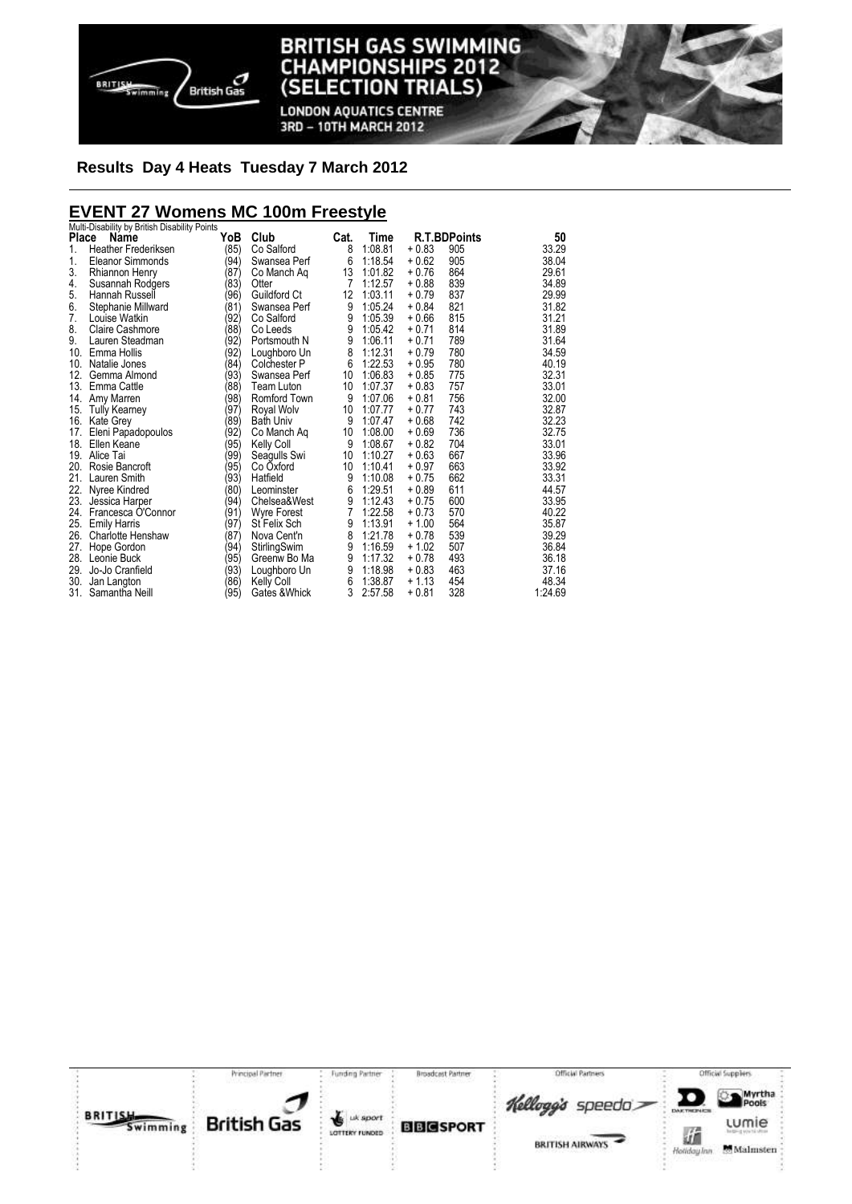## Results Day 4 Heats Tuesday 7 March 2012

## EVENT 27 Womens MC 100m Freestyle

Multi-Disability by British Disability Points

| Place | Name | YoB | Club | Cat. | Time | R.T. | BDPoints | 50 |
|---|---|---|---|---|---|---|---|---|
| 1. | Heather Frederiksen | (85) | Co Salford | 8 | 1:08.81 | + 0.83 | 905 | 33.29 |
| 1. | Eleanor Simmonds | (94) | Swansea Perf | 6 | 1:18.54 | + 0.62 | 905 | 38.04 |
| 3. | Rhiannon Henry | (87) | Co Manch Aq | 13 | 1:01.82 | + 0.76 | 864 | 29.61 |
| 4. | Susannah Rodgers | (83) | Otter | 7 | 1:12.57 | + 0.88 | 839 | 34.89 |
| 5. | Hannah Russell | (96) | Guildford Ct | 12 | 1:03.11 | + 0.79 | 837 | 29.99 |
| 6. | Stephanie Millward | (81) | Swansea Perf | 9 | 1:05.24 | + 0.84 | 821 | 31.82 |
| 7. | Louise Watkin | (92) | Co Salford | 9 | 1:05.39 | + 0.66 | 815 | 31.21 |
| 8. | Claire Cashmore | (88) | Co Leeds | 9 | 1:05.42 | + 0.71 | 814 | 31.89 |
| 9. | Lauren Steadman | (92) | Portsmouth N | 9 | 1:06.11 | + 0.71 | 789 | 31.64 |
| 10. | Emma Hollis | (92) | Loughboro Un | 8 | 1:12.31 | + 0.79 | 780 | 34.59 |
| 10. | Natalie Jones | (84) | Colchester P | 6 | 1:22.53 | + 0.95 | 780 | 40.19 |
| 12. | Gemma Almond | (93) | Swansea Perf | 10 | 1:06.83 | + 0.85 | 775 | 32.31 |
| 13. | Emma Cattle | (88) | Team Luton | 10 | 1:07.37 | + 0.83 | 757 | 33.01 |
| 14. | Amy Marren | (98) | Romford Town | 9 | 1:07.06 | + 0.81 | 756 | 32.00 |
| 15. | Tully Kearney | (97) | Royal Wolv | 10 | 1:07.77 | + 0.77 | 743 | 32.87 |
| 16. | Kate Grey | (89) | Bath Univ | 9 | 1:07.47 | + 0.68 | 742 | 32.23 |
| 17. | Eleni Papadopoulos | (92) | Co Manch Aq | 10 | 1:08.00 | + 0.69 | 736 | 32.75 |
| 18. | Ellen Keane | (95) | Kelly Coll | 9 | 1:08.67 | + 0.82 | 704 | 33.01 |
| 19. | Alice Tai | (99) | Seagulls Swi | 10 | 1:10.27 | + 0.63 | 667 | 33.96 |
| 20. | Rosie Bancroft | (95) | Co Oxford | 10 | 1:10.41 | + 0.97 | 663 | 33.92 |
| 21. | Lauren Smith | (93) | Hatfield | 9 | 1:10.08 | + 0.75 | 662 | 33.31 |
| 22. | Nyree Kindred | (80) | Leominster | 6 | 1:29.51 | + 0.89 | 611 | 44.57 |
| 23. | Jessica Harper | (94) | Chelsea&West | 9 | 1:12.43 | + 0.75 | 600 | 33.95 |
| 24. | Francesca O'Connor | (91) | Wyre Forest | 7 | 1:22.58 | + 0.73 | 570 | 40.22 |
| 25. | Emily Harris | (97) | St Felix Sch | 9 | 1:13.91 | + 1.00 | 564 | 35.87 |
| 26. | Charlotte Henshaw | (87) | Nova Cent'n | 8 | 1:21.78 | + 0.78 | 539 | 39.29 |
| 27. | Hope Gordon | (94) | StirlingSwim | 9 | 1:16.59 | + 1.02 | 507 | 36.84 |
| 28. | Leonie Buck | (95) | Greenw Bo Ma | 9 | 1:17.32 | + 0.78 | 493 | 36.18 |
| 29. | Jo-Jo Cranfield | (93) | Loughboro Un | 9 | 1:18.98 | + 0.83 | 463 | 37.16 |
| 30. | Jan Langton | (86) | Kelly Coll | 6 | 1:38.87 | + 1.13 | 454 | 48.34 |
| 31. | Samantha Neill | (95) | Gates &Whick | 3 | 2:57.58 | + 0.81 | 328 | 1:24.69 |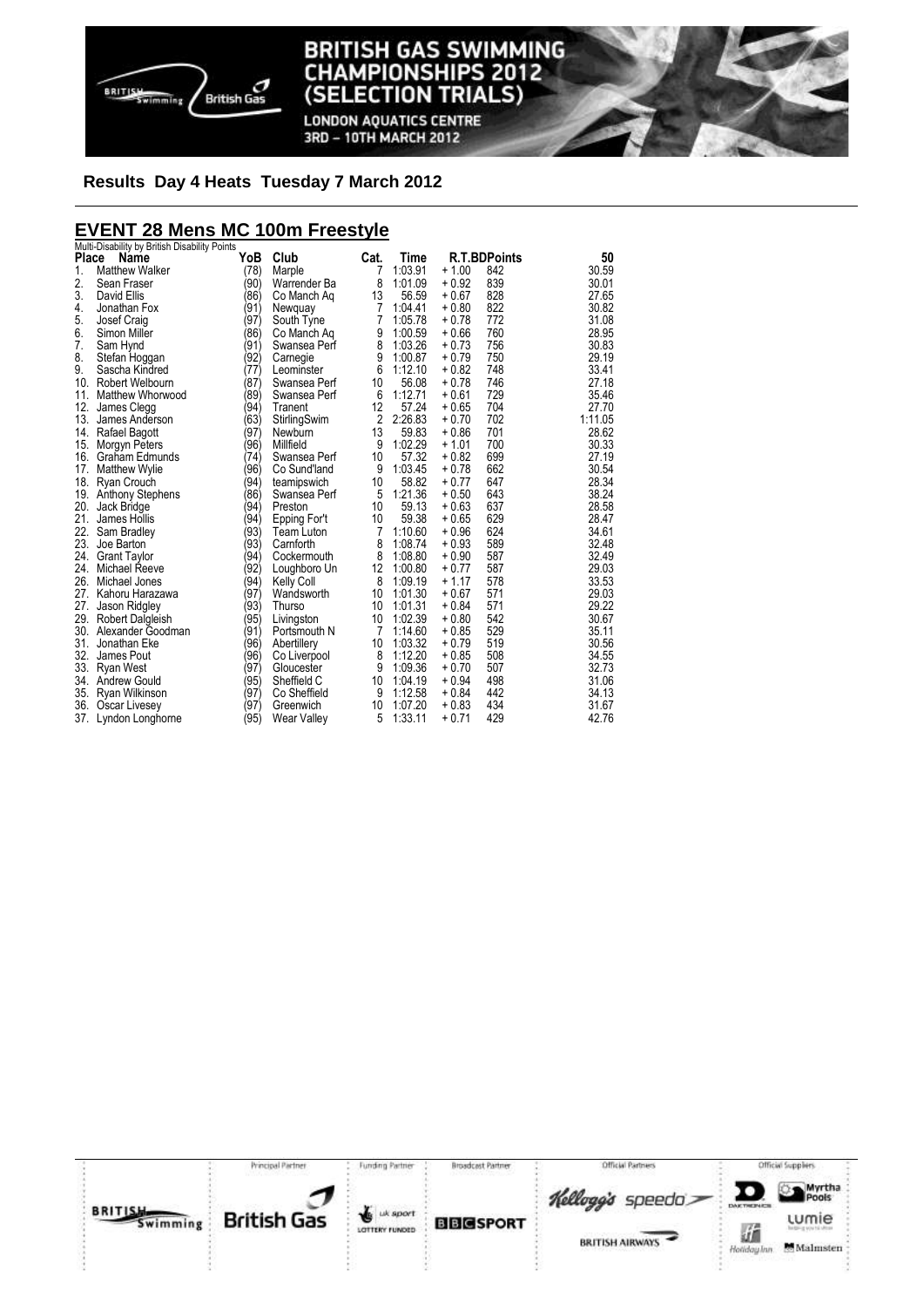## Results Day 4 Heats Tuesday 7 March 2012

## EVENT 28 Mens MC 100m Freestyle

Multi-Disability by British Disability Points

| Place | Name | YoB | Club | Cat. | Time | R.T. | BDPoints | 50 |
|---|---|---|---|---|---|---|---|---|
| 1. | Matthew Walker | (78) | Marple | 7 | 1:03.91 | + 1.00 | 842 | 30.59 |
| 2. | Sean Fraser | (90) | Warrender Ba | 8 | 1:01.09 | + 0.92 | 839 | 30.01 |
| 3. | David Ellis | (86) | Co Manch Aq | 13 | 56.59 | + 0.67 | 828 | 27.65 |
| 4. | Jonathan Fox | (91) | Newquay | 7 | 1:04.41 | + 0.80 | 822 | 30.82 |
| 5. | Josef Craig | (97) | South Tyne | 7 | 1:05.78 | + 0.78 | 772 | 31.08 |
| 6. | Simon Miller | (86) | Co Manch Aq | 9 | 1:00.59 | + 0.66 | 760 | 28.95 |
| 7. | Sam Hynd | (91) | Swansea Perf | 8 | 1:03.26 | + 0.73 | 756 | 30.83 |
| 8. | Stefan Hoggan | (92) | Carnegie | 9 | 1:00.87 | + 0.79 | 750 | 29.19 |
| 9. | Sascha Kindred | (77) | Leominster | 6 | 1:12.10 | + 0.82 | 748 | 33.41 |
| 10. | Robert Welbourn | (87) | Swansea Perf | 10 | 56.08 | + 0.78 | 746 | 27.18 |
| 11. | Matthew Whorwood | (89) | Swansea Perf | 6 | 1:12.71 | + 0.61 | 729 | 35.46 |
| 12. | James Clegg | (94) | Tranent | 12 | 57.24 | + 0.65 | 704 | 27.70 |
| 13. | James Anderson | (63) | StirlingSwim | 2 | 2:26.83 | + 0.70 | 702 | 1:11.05 |
| 14. | Rafael Bagott | (97) | Newburn | 13 | 59.83 | + 0.86 | 701 | 28.62 |
| 15. | Morgyn Peters | (96) | Millfield | 9 | 1:02.29 | + 1.01 | 700 | 30.33 |
| 16. | Graham Edmunds | (74) | Swansea Perf | 10 | 57.32 | + 0.82 | 699 | 27.19 |
| 17. | Matthew Wylie | (96) | Co Sund'land | 9 | 1:03.45 | + 0.78 | 662 | 30.54 |
| 18. | Ryan Crouch | (94) | teamipswich | 10 | 58.82 | + 0.77 | 647 | 28.34 |
| 19. | Anthony Stephens | (86) | Swansea Perf | 5 | 1:21.36 | + 0.50 | 643 | 38.24 |
| 20. | Jack Bridge | (94) | Preston | 10 | 59.13 | + 0.63 | 637 | 28.58 |
| 21. | James Hollis | (94) | Epping For't | 10 | 59.38 | + 0.65 | 629 | 28.47 |
| 22. | Sam Bradley | (93) | Team Luton | 7 | 1:10.60 | + 0.96 | 624 | 34.61 |
| 23. | Joe Barton | (93) | Carnforth | 8 | 1:08.74 | + 0.93 | 589 | 32.48 |
| 24. | Grant Taylor | (94) | Cockermouth | 8 | 1:08.80 | + 0.90 | 587 | 32.49 |
| 24. | Michael Reeve | (92) | Loughboro Un | 12 | 1:00.80 | + 0.77 | 587 | 29.03 |
| 26. | Michael Jones | (94) | Kelly Coll | 8 | 1:09.19 | + 1.17 | 578 | 33.53 |
| 27. | Kahoru Harazawa | (97) | Wandsworth | 10 | 1:01.30 | + 0.67 | 571 | 29.03 |
| 27. | Jason Ridgley | (93) | Thurso | 10 | 1:01.31 | + 0.84 | 571 | 29.22 |
| 29. | Robert Dalgleish | (95) | Livingston | 10 | 1:02.39 | + 0.80 | 542 | 30.67 |
| 30. | Alexander Goodman | (91) | Portsmouth N | 7 | 1:14.60 | + 0.85 | 529 | 35.11 |
| 31. | Jonathan Eke | (96) | Abertillery | 10 | 1:03.32 | + 0.79 | 519 | 30.56 |
| 32. | James Pout | (96) | Co Liverpool | 8 | 1:12.20 | + 0.85 | 508 | 34.55 |
| 33. | Ryan West | (97) | Gloucester | 9 | 1:09.36 | + 0.70 | 507 | 32.73 |
| 34. | Andrew Gould | (95) | Sheffield C | 10 | 1:04.19 | + 0.94 | 498 | 31.06 |
| 35. | Ryan Wilkinson | (97) | Co Sheffield | 9 | 1:12.58 | + 0.84 | 442 | 34.13 |
| 36. | Oscar Livesey | (97) | Greenwich | 10 | 1:07.20 | + 0.83 | 434 | 31.67 |
| 37. | Lyndon Longhorne | (95) | Wear Valley | 5 | 1:33.11 | + 0.71 | 429 | 42.76 |